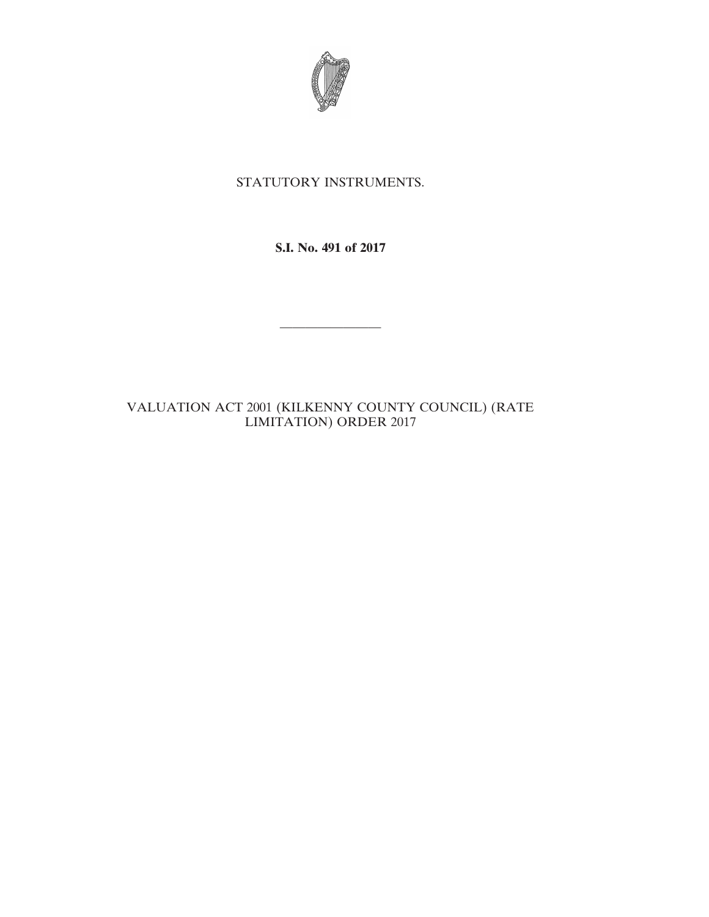STATUTORY INSTRUMENTS.

**S.I. No. 491 of 2017**

---

VALUATION ACT 2001 (KILKENNY COUNTY COUNCIL) (RATE LIMITATION) ORDER 2017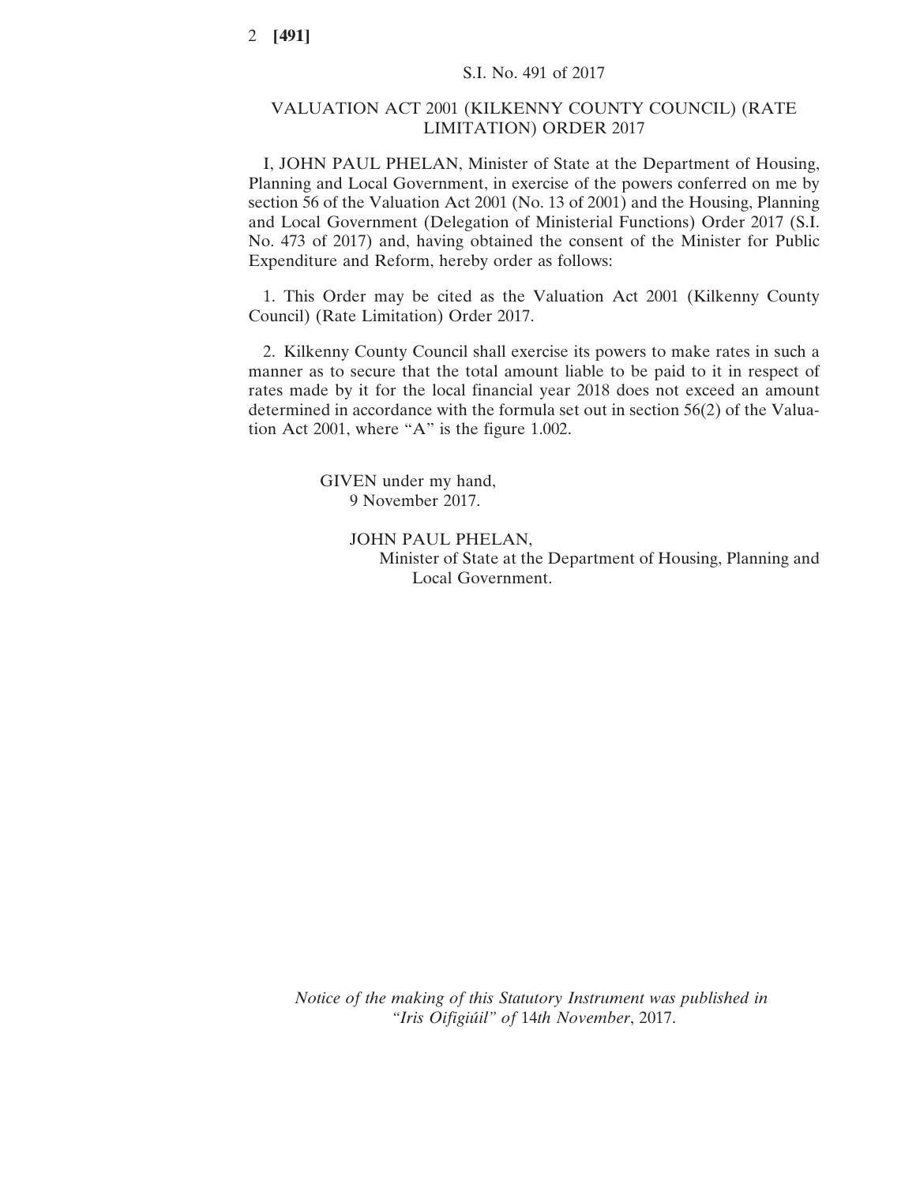S.I. No. 491 of 2017

# VALUATION ACT 2001 (KILKENNY COUNTY COUNCIL) (RATE LIMITATION) ORDER 2017

I, JOHN PAUL PHELAN, Minister of State at the Department of Housing, Planning and Local Government, in exercise of the powers conferred on me by section 56 of the Valuation Act 2001 (No. 13 of 2001) and the Housing, Planning and Local Government (Delegation of Ministerial Functions) Order 2017 (S.I. No. 473 of 2017) and, having obtained the consent of the Minister for Public Expenditure and Reform, hereby order as follows:

1. This Order may be cited as the Valuation Act 2001 (Kilkenny County Council) (Rate Limitation) Order 2017.

2. Kilkenny County Council shall exercise its powers to make rates in such a manner as to secure that the total amount liable to be paid to it in respect of rates made by it for the local financial year 2018 does not exceed an amount determined in accordance with the formula set out in section 56(2) of the Valuation Act 2001, where "A" is the figure 1.002.

GIVEN under my hand,
9 November 2017.

JOHN PAUL PHELAN,
Minister of State at the Department of Housing, Planning and Local Government.

*Notice of the making of this Statutory Instrument was published in "Iris Oifigiúil" of 14th November, 2017.*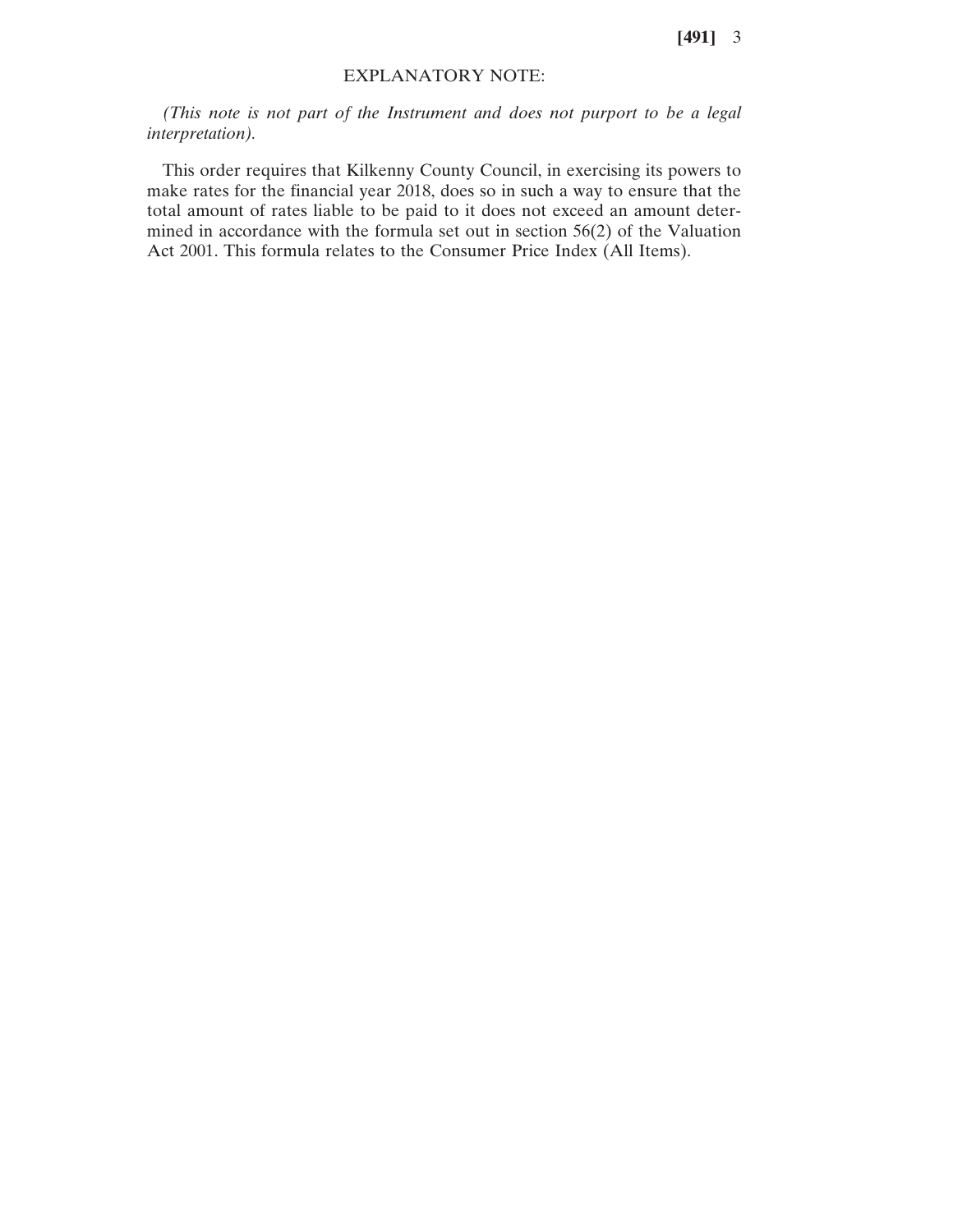## EXPLANATORY NOTE:

*(This note is not part of the Instrument and does not purport to be a legal interpretation).*

This order requires that Kilkenny County Council, in exercising its powers to make rates for the financial year 2018, does so in such a way to ensure that the total amount of rates liable to be paid to it does not exceed an amount determined in accordance with the formula set out in section 56(2) of the Valuation Act 2001. This formula relates to the Consumer Price Index (All Items).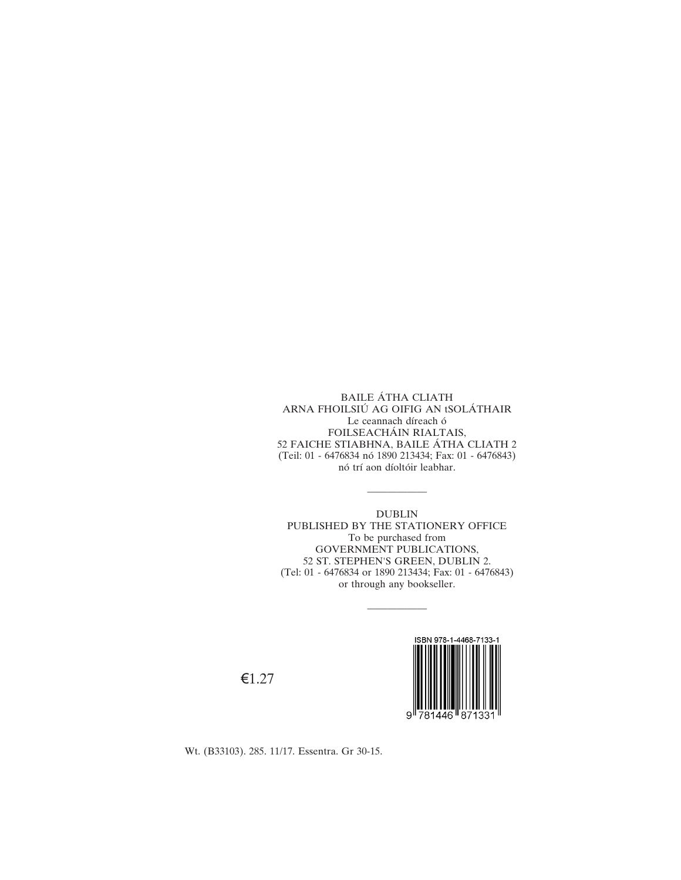BAILE ÁTHA CLIATH
ARNA FHOILSIÚ AG OIFIG AN tSOLÁTHAIR
Le ceannach díreach ó
FOILSEACHÁIN RIALTAIS,
52 FAICHE STIABHNA, BAILE ÁTHA CLIATH 2
(Teil: 01 - 6476834 nó 1890 213434; Fax: 01 - 6476843)
nó trí aon díoltóir leabhar.

---

DUBLIN
PUBLISHED BY THE STATIONERY OFFICE
To be purchased from
GOVERNMENT PUBLICATIONS,
52 ST. STEPHEN'S GREEN, DUBLIN 2.
(Tel: 01 - 6476834 or 1890 213434; Fax: 01 - 6476843)
or through any bookseller.

---

ISBN 978-1-4468-7133-1

9 781446 871331

€1.27

Wt. (B33103). 285. 11/17. Essentra. Gr 30-15.